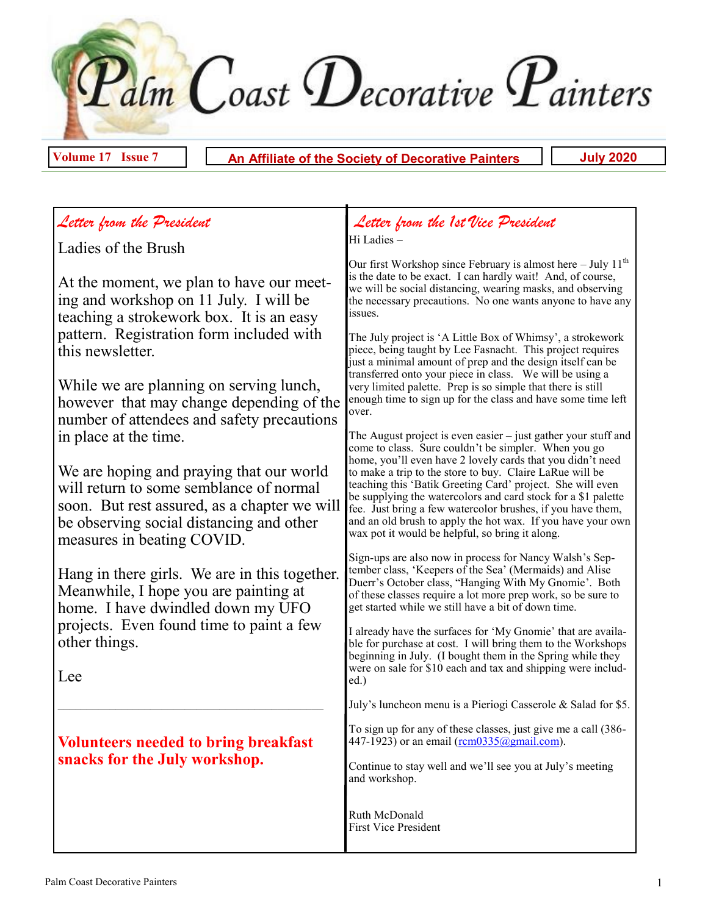# Palm Coast Decorative Painters

**Volume 17 Issue 7** | **An Affiliate of the Society of Decorative Painters** | **July 2020**

## *Letter from the President*

Ladies of the Brush

At the moment, we plan to have our meeting and workshop on 11 July. I will be teaching a strokework box. It is an easy pattern. Registration form included with this newsletter.

While we are planning on serving lunch, however that may change depending of the number of attendees and safety precautions in place at the time.

We are hoping and praying that our world will return to some semblance of normal soon. But rest assured, as a chapter we will be observing social distancing and other measures in beating COVID.

Hang in there girls. We are in this together. Meanwhile, I hope you are painting at home. I have dwindled down my UFO projects. Even found time to paint a few other things.

Lee

---

**Volunteers needed to bring breakfast snacks for the July workshop.**

## *Letter from the 1st Vice President*

Hi Ladies –

Our first Workshop since February is almost here – July 11th is the date to be exact. I can hardly wait! And, of course, we will be social distancing, wearing masks, and observing the necessary precautions. No one wants anyone to have any issues.

The July project is 'A Little Box of Whimsy', a strokework piece, being taught by Lee Fasnacht. This project requires just a minimal amount of prep and the design itself can be transferred onto your piece in class. We will be using a very limited palette. Prep is so simple that there is still enough time to sign up for the class and have some time left over.

The August project is even easier – just gather your stuff and come to class. Sure couldn't be simpler. When you go home, you'll even have 2 lovely cards that you didn't need to make a trip to the store to buy. Claire LaRue will be teaching this 'Batik Greeting Card' project. She will even be supplying the watercolors and card stock for a $1 palette fee. Just bring a few watercolor brushes, if you have them, and an old brush to apply the hot wax. If you have your own wax pot it would be helpful, so bring it along.

Sign-ups are also now in process for Nancy Walsh's September class, 'Keepers of the Sea' (Mermaids) and Alise Duerr's October class, "Hanging With My Gnomie'. Both of these classes require a lot more prep work, so be sure to get started while we still have a bit of down time.

I already have the surfaces for 'My Gnomie' that are available for purchase at cost. I will bring them to the Workshops beginning in July. (I bought them in the Spring while they were on sale for $10 each and tax and shipping were included.)

July's luncheon menu is a Pieriogi Casserole & Salad for $5.

To sign up for any of these classes, just give me a call (386-447-1923) or an email (rcm0335@gmail.com).

Continue to stay well and we'll see you at July's meeting and workshop.

Ruth McDonald
First Vice President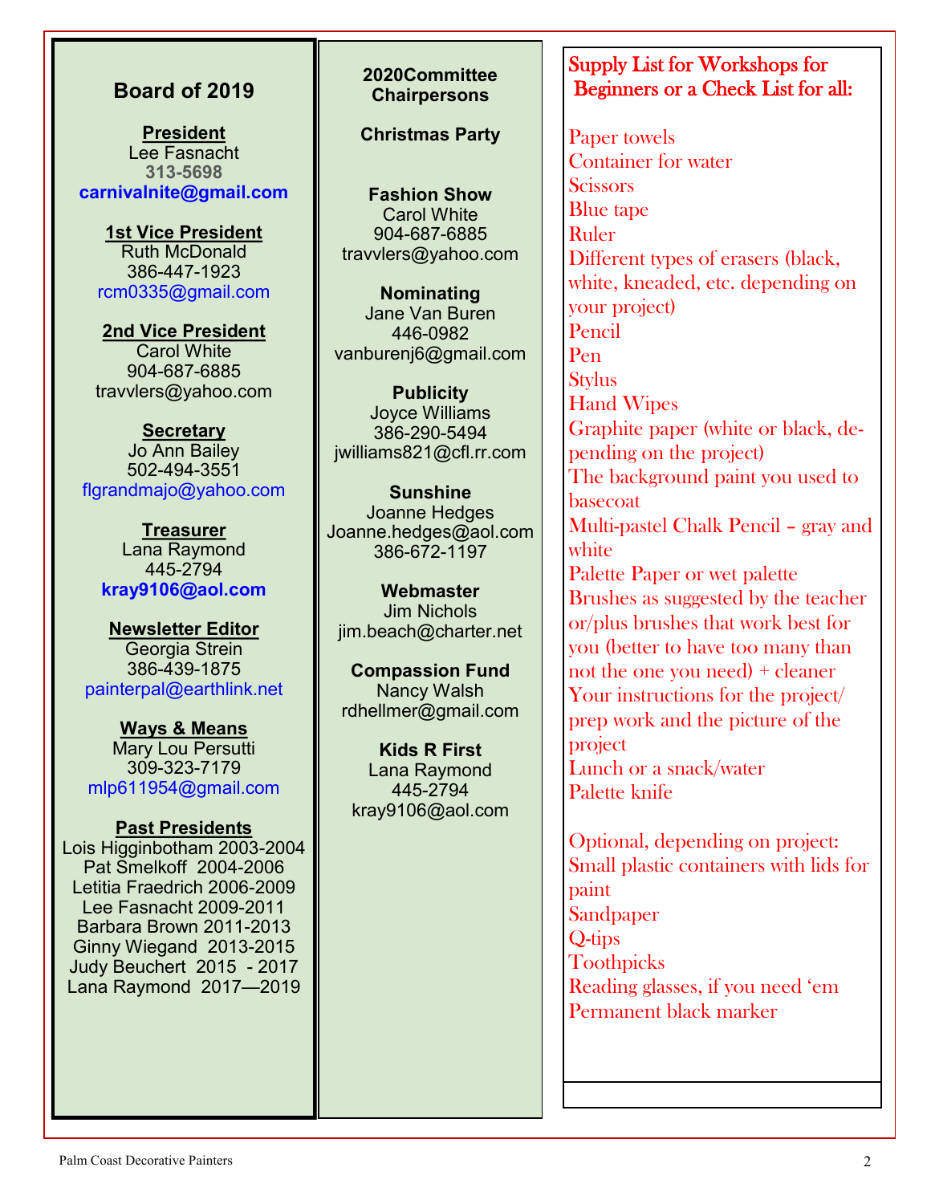## Board of 2019

**President**
Lee Fasnacht
313-5698
carnivalnite@gmail.com

**1st Vice President**
Ruth McDonald
386-447-1923
rcm0335@gmail.com

**2nd Vice President**
Carol White
904-687-6885
travvlers@yahoo.com

**Secretary**
Jo Ann Bailey
502-494-3551
flgrandmajo@yahoo.com

**Treasurer**
Lana Raymond
445-2794
kray9106@aol.com

**Newsletter Editor**
Georgia Strein
386-439-1875
painterpal@earthlink.net

**Ways & Means**
Mary Lou Persutti
309-323-7179
mlp611954@gmail.com

**Past Presidents**
Lois Higginbotham 2003-2004
Pat Smelkoff 2004-2006
Letitia Fraedrich 2006-2009
Lee Fasnacht 2009-2011
Barbara Brown 2011-2013
Ginny Wiegand 2013-2015
Judy Beuchert 2015 - 2017
Lana Raymond 2017—2019

## 2020Committee Chairpersons

**Christmas Party**

**Fashion Show**
Carol White
904-687-6885
travvlers@yahoo.com

**Nominating**
Jane Van Buren
446-0982
vanburenj6@gmail.com

**Publicity**
Joyce Williams
386-290-5494
jwilliams821@cfl.rr.com

**Sunshine**
Joanne Hedges
Joanne.hedges@aol.com
386-672-1197

**Webmaster**
Jim Nichols
jim.beach@charter.net

**Compassion Fund**
Nancy Walsh
rdhellmer@gmail.com

**Kids R First**
Lana Raymond
445-2794
kray9106@aol.com

## Supply List for Workshops for Beginners or a Check List for all:

Paper towels
Container for water
Scissors
Blue tape
Ruler
Different types of erasers (black, white, kneaded, etc. depending on your project)
Pencil
Pen
Stylus
Hand Wipes
Graphite paper (white or black, depending on the project)
The background paint you used to basecoat
Multi-pastel Chalk Pencil – gray and white
Palette Paper or wet palette
Brushes as suggested by the teacher or/plus brushes that work best for you (better to have too many than not the one you need) + cleaner
Your instructions for the project/prep work and the picture of the project
Lunch or a snack/water
Palette knife

Optional, depending on project:
Small plastic containers with lids for paint
Sandpaper
Q-tips
Toothpicks
Reading glasses, if you need 'em
Permanent black marker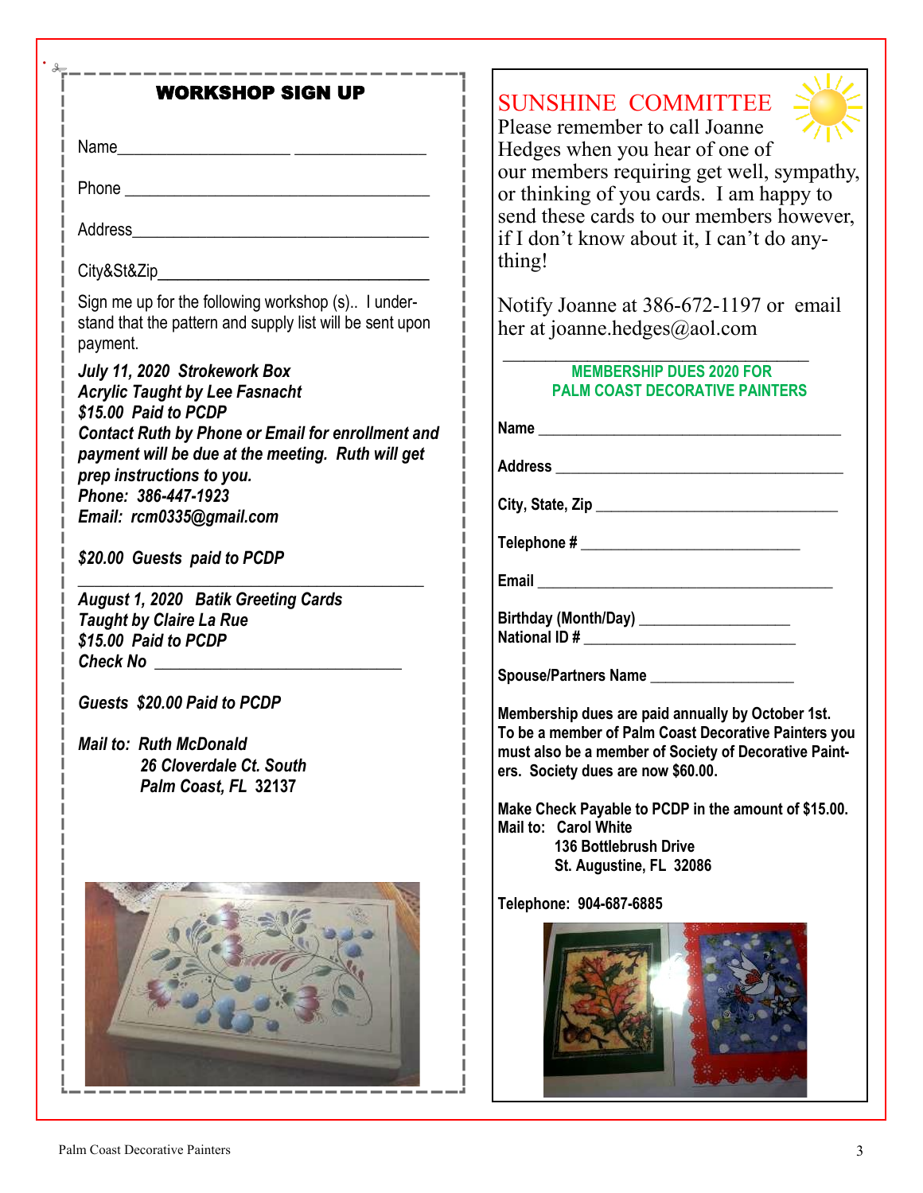## WORKSHOP SIGN UP

Name____________________ _______________

Phone ___________________________________

Address__________________________________

City&St&Zip______________________________

Sign me up for the following workshop (s).. I understand that the pattern and supply list will be sent upon payment.

***July 11, 2020 Strokework Box***
***Acrylic Taught by Lee Fasnacht***
***$15.00 Paid to PCDP***
***Contact Ruth by Phone or Email for enrollment and payment will be due at the meeting. Ruth will get prep instructions to you.***
***Phone: 386-447-1923***
***Email: rcm0335@gmail.com***

***$20.00 Guests paid to PCDP***

---

***August 1, 2020 Batik Greeting Cards***
***Taught by Claire La Rue***
***$15.00 Paid to PCDP***
***Check No _____________________________***

***Guests $20.00 Paid to PCDP***

***Mail to: Ruth McDonald***
***26 Cloverdale Ct. South***
***Palm Coast, FL 32137***

## SUNSHINE COMMITTEE

Please remember to call Joanne Hedges when you hear of one of our members requiring get well, sympathy, or thinking of you cards. I am happy to send these cards to our members however, if I don't know about it, I can't do anything!

Notify Joanne at 386-672-1197 or email her at joanne.hedges@aol.com

---

### MEMBERSHIP DUES 2020 FOR PALM COAST DECORATIVE PAINTERS

**Name** ____________________________________

**Address** __________________________________

**City, State, Zip** ____________________________

**Telephone #** __________________________

**Email** ___________________________________

**Birthday (Month/Day)** __________________
**National ID #** _________________________

**Spouse/Partners Name** _________________

**Membership dues are paid annually by October 1st. To be a member of Palm Coast Decorative Painters you must also be a member of Society of Decorative Painters. Society dues are now $60.00.**

**Make Check Payable to PCDP in the amount of $15.00.**
**Mail to: Carol White**
**136 Bottlebrush Drive**
**St. Augustine, FL 32086**

**Telephone: 904-687-6885**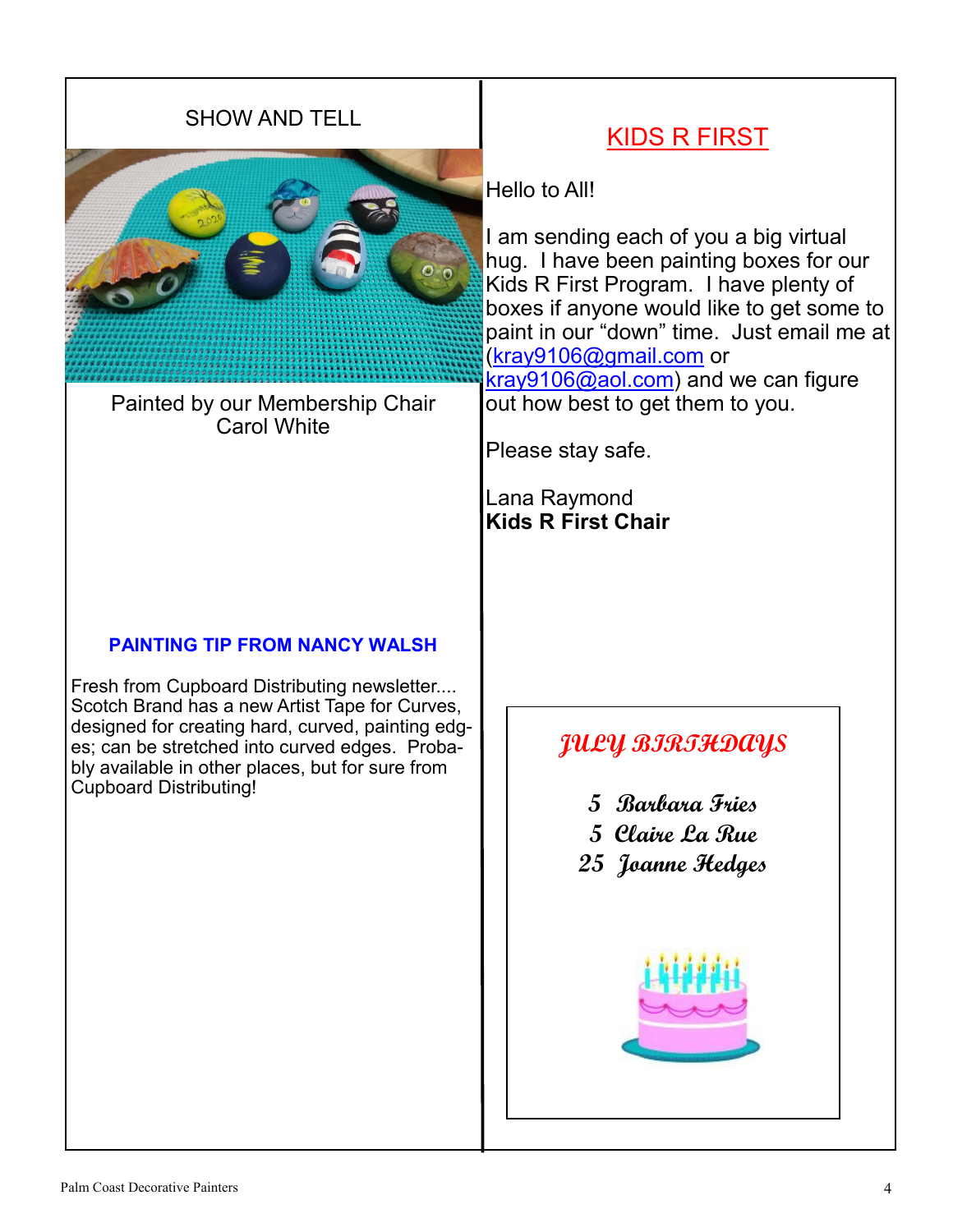## SHOW AND TELL

Painted by our Membership Chair Carol White

### PAINTING TIP FROM NANCY WALSH

Fresh from Cupboard Distributing newsletter.... Scotch Brand has a new Artist Tape for Curves, designed for creating hard, curved, painting edges; can be stretched into curved edges. Probably available in other places, but for sure from Cupboard Distributing!

## KIDS R FIRST

Hello to All!

I am sending each of you a big virtual hug. I have been painting boxes for our Kids R First Program. I have plenty of boxes if anyone would like to get some to paint in our "down" time. Just email me at (kray9106@gmail.com or kray9106@aol.com) and we can figure out how best to get them to you.

Please stay safe.

Lana Raymond
**Kids R First Chair**

### JULY BIRTHDAYS

5 Barbara Fries
5 Claire La Rue
25 Joanne Hedges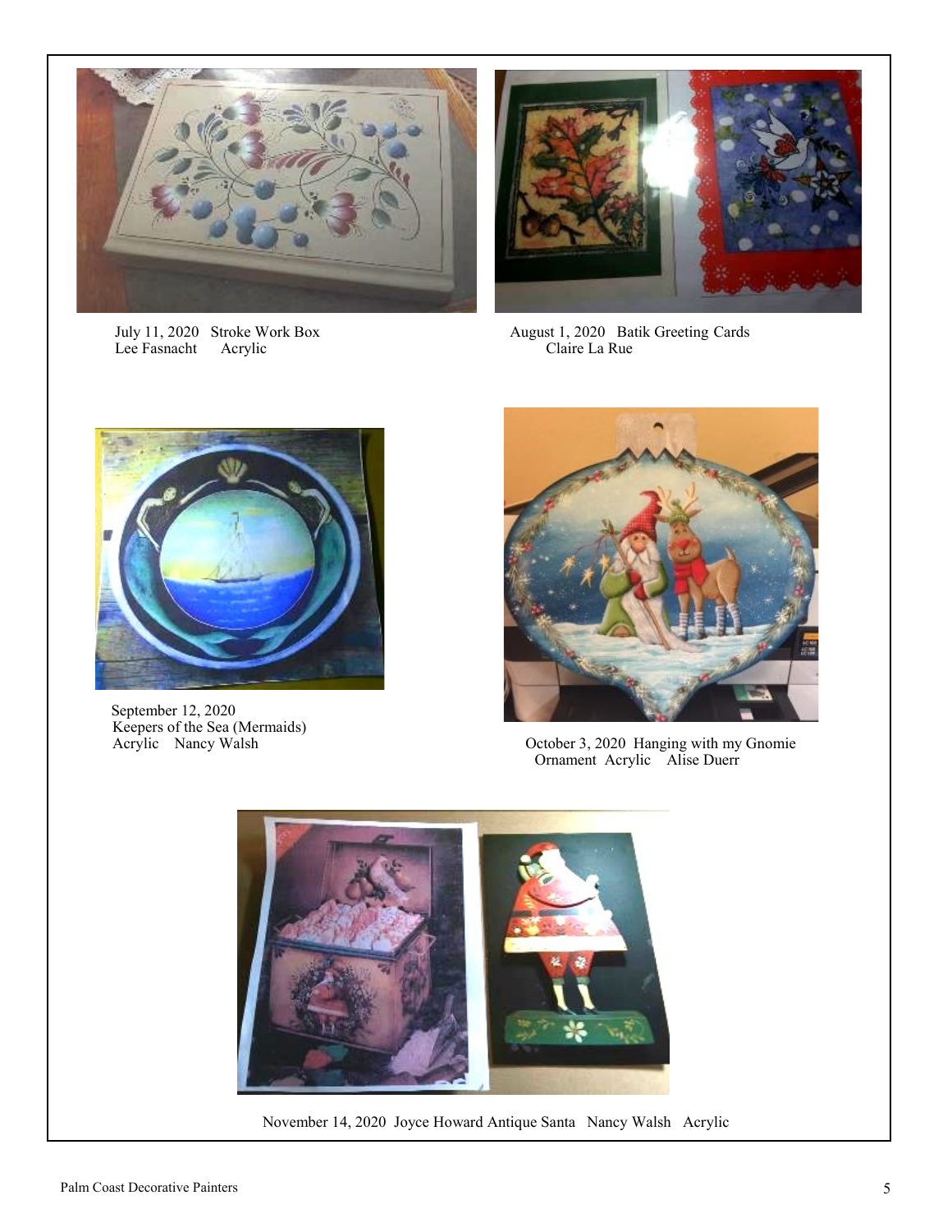July 11, 2020 Stroke Work Box
Lee Fasnacht Acrylic

August 1, 2020 Batik Greeting Cards
Claire La Rue

September 12, 2020
Keepers of the Sea (Mermaids)
Acrylic Nancy Walsh

October 3, 2020 Hanging with my Gnomie
Ornament Acrylic Alise Duerr

November 14, 2020 Joyce Howard Antique Santa Nancy Walsh Acrylic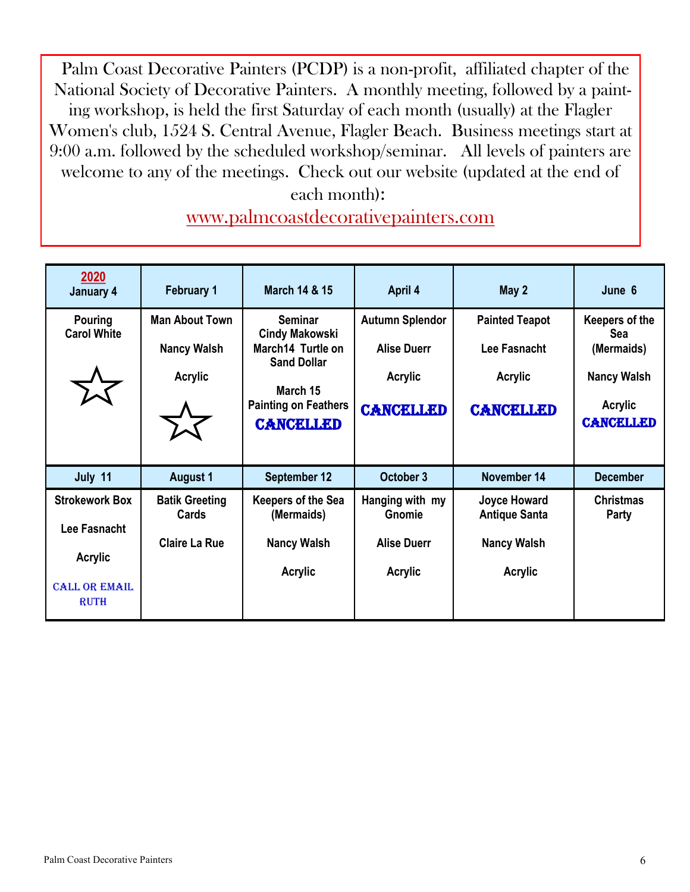Palm Coast Decorative Painters (PCDP) is a non-profit, affiliated chapter of the National Society of Decorative Painters. A monthly meeting, followed by a painting workshop, is held the first Saturday of each month (usually) at the Flagler Women's club, 1524 S. Central Avenue, Flagler Beach. Business meetings start at 9:00 a.m. followed by the scheduled workshop/seminar. All levels of painters are welcome to any of the meetings. Check out our website (updated at the end of each month):

www.palmcoastdecorativepainters.com

| 2020<br>January 4 | February 1 | March 14 & 15 | April 4 | May 2 | June 6 |
|---|---|---|---|---|---|
| Pouring<br>Carol White<br>☆ | Man About Town<br>Nancy Walsh<br>Acrylic<br>☆ | Seminar<br>Cindy Makowski<br>March14 Turtle on Sand Dollar<br>March 15 Painting on Feathers<br>CANCELLED | Autumn Splendor<br>Alise Duerr<br>Acrylic<br>CANCELLED | Painted Teapot<br>Lee Fasnacht<br>Acrylic<br>CANCELLED | Keepers of the Sea (Mermaids)<br>Nancy Walsh<br>Acrylic<br>CANCELLED |
| **July 11** | **August 1** | **September 12** | **October 3** | **November 14** | **December** |
| Strokework Box<br>Lee Fasnacht<br>Acrylic<br>CALL OR EMAIL RUTH | Batik Greeting Cards<br>Claire La Rue | Keepers of the Sea (Mermaids)<br>Nancy Walsh<br>Acrylic | Hanging with my Gnomie<br>Alise Duerr<br>Acrylic | Joyce Howard Antique Santa<br>Nancy Walsh<br>Acrylic | Christmas Party |